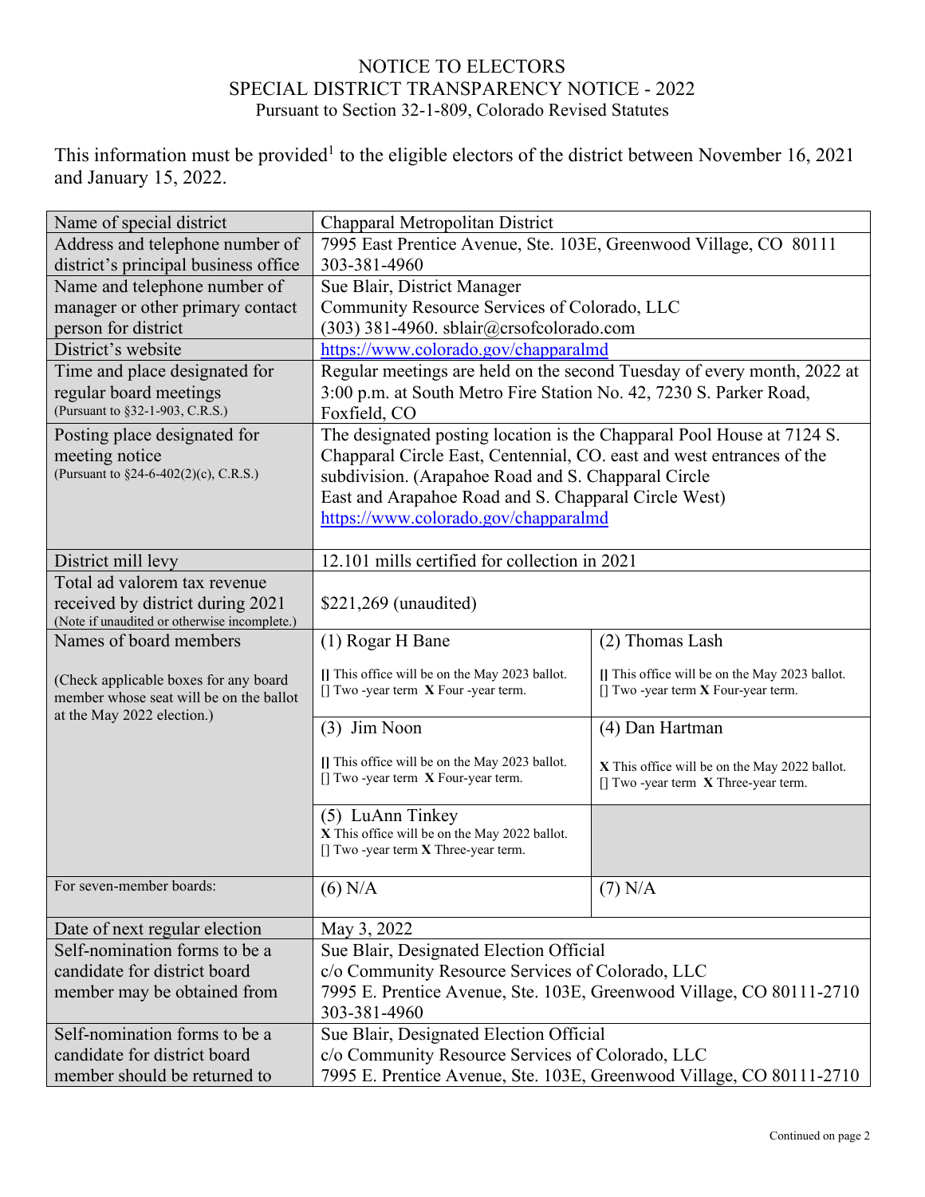# NOTICE TO ELECTORS
## SPECIAL DISTRICT TRANSPARENCY NOTICE - 2022
Pursuant to Section 32-1-809, Colorado Revised Statutes

This information must be provided[1] to the eligible electors of the district between November 16, 2021 and January 15, 2022.

| | | |
|---|---|---|
| Name of special district | Chapparal Metropolitan District | |
| Address and telephone number of district's principal business office | 7995 East Prentice Avenue, Ste. 103E, Greenwood Village, CO 80111<br>303-381-4960 | |
| Name and telephone number of manager or other primary contact person for district | Sue Blair, District Manager<br>Community Resource Services of Colorado, LLC<br>(303) 381-4960. sblair@crsofcolorado.com | |
| District's website | https://www.colorado.gov/chapparalmd | |
| Time and place designated for regular board meetings<br>(Pursuant to §32-1-903, C.R.S.) | Regular meetings are held on the second Tuesday of every month, 2022 at 3:00 p.m. at South Metro Fire Station No. 42, 7230 S. Parker Road, Foxfield, CO | |
| Posting place designated for meeting notice<br>(Pursuant to §24-6-402(2)(c), C.R.S.) | The designated posting location is the Chapparal Pool House at 7124 S. Chapparal Circle East, Centennial, CO. east and west entrances of the subdivision. (Arapahoe Road and S. Chapparal Circle East and Arapahoe Road and S. Chapparal Circle West)<br>https://www.colorado.gov/chapparalmd | |
| District mill levy | 12.101 mills certified for collection in 2021 | |
| Total ad valorem tax revenue received by district during 2021<br>(Note if unaudited or otherwise incomplete.) | $221,269 (unaudited) | |
| Names of board members<br><br>(Check applicable boxes for any board member whose seat will be on the ballot at the May 2022 election.) | (1) Rogar H Bane<br>[] This office will be on the May 2023 ballot.<br>[] Two -year term **X** Four -year term. | (2) Thomas Lash<br>[] This office will be on the May 2023 ballot.<br>[] Two -year term **X** Four-year term. |
| | (3) Jim Noon<br>[] This office will be on the May 2023 ballot.<br>[] Two -year term **X** Four-year term. | (4) Dan Hartman<br>**X** This office will be on the May 2022 ballot.<br>[] Two -year term **X** Three-year term. |
| | (5) LuAnn Tinkey<br>**X** This office will be on the May 2022 ballot.<br>[] Two -year term **X** Three-year term. | |
| For seven-member boards: | (6) N/A | (7) N/A |
| Date of next regular election | May 3, 2022 | |
| Self-nomination forms to be a candidate for district board member may be obtained from | Sue Blair, Designated Election Official<br>c/o Community Resource Services of Colorado, LLC<br>7995 E. Prentice Avenue, Ste. 103E, Greenwood Village, CO 80111-2710<br>303-381-4960 | |
| Self-nomination forms to be a candidate for district board member should be returned to | Sue Blair, Designated Election Official<br>c/o Community Resource Services of Colorado, LLC<br>7995 E. Prentice Avenue, Ste. 103E, Greenwood Village, CO 80111-2710 | |

Continued on page 2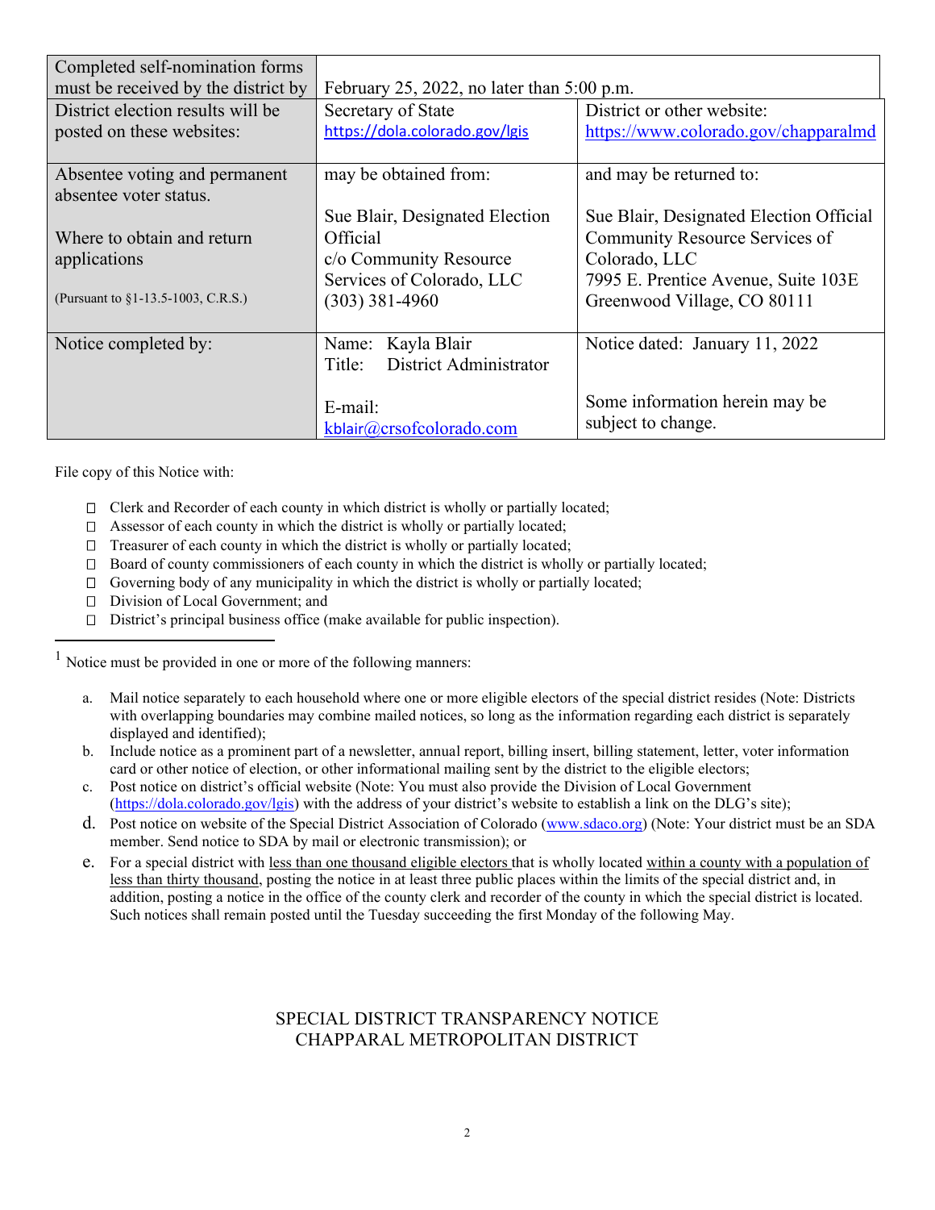| | | |
|---|---|---|
| Completed self-nomination forms must be received by the district by | February 25, 2022, no later than 5:00 p.m. | |
| District election results will be posted on these websites: | Secretary of State https://dola.colorado.gov/lgis | District or other website: https://www.colorado.gov/chapparalmd |
| Absentee voting and permanent absentee voter status.<br><br>Where to obtain and return applications<br><br>(Pursuant to §1-13.5-1003, C.R.S.) | may be obtained from:<br><br>Sue Blair, Designated Election Official<br>c/o Community Resource Services of Colorado, LLC<br>(303) 381-4960 | and may be returned to:<br><br>Sue Blair, Designated Election Official<br>Community Resource Services of Colorado, LLC<br>7995 E. Prentice Avenue, Suite 103E<br>Greenwood Village, CO 80111 |
| Notice completed by: | Name: Kayla Blair<br>Title: District Administrator<br><br>E-mail: kblair@crsofcolorado.com | Notice dated: January 11, 2022<br><br>Some information herein may be subject to change. |

File copy of this Notice with:

- ☐ Clerk and Recorder of each county in which district is wholly or partially located;
- ☐ Assessor of each county in which the district is wholly or partially located;
- ☐ Treasurer of each county in which the district is wholly or partially located;
- ☐ Board of county commissioners of each county in which the district is wholly or partially located;
- ☐ Governing body of any municipality in which the district is wholly or partially located;
- ☐ Division of Local Government; and
- ☐ District's principal business office (make available for public inspection).

---

[1] Notice must be provided in one or more of the following manners:

a. Mail notice separately to each household where one or more eligible electors of the special district resides (Note: Districts with overlapping boundaries may combine mailed notices, so long as the information regarding each district is separately displayed and identified);

b. Include notice as a prominent part of a newsletter, annual report, billing insert, billing statement, letter, voter information card or other notice of election, or other informational mailing sent by the district to the eligible electors;

c. Post notice on district's official website (Note: You must also provide the Division of Local Government (https://dola.colorado.gov/lgis) with the address of your district's website to establish a link on the DLG's site);

d. Post notice on website of the Special District Association of Colorado (www.sdaco.org) (Note: Your district must be an SDA member. Send notice to SDA by mail or electronic transmission); or

e. For a special district with less than one thousand eligible electors that is wholly located within a county with a population of less than thirty thousand, posting the notice in at least three public places within the limits of the special district and, in addition, posting a notice in the office of the county clerk and recorder of the county in which the special district is located. Such notices shall remain posted until the Tuesday succeeding the first Monday of the following May.

SPECIAL DISTRICT TRANSPARENCY NOTICE
CHAPPARAL METROPOLITAN DISTRICT